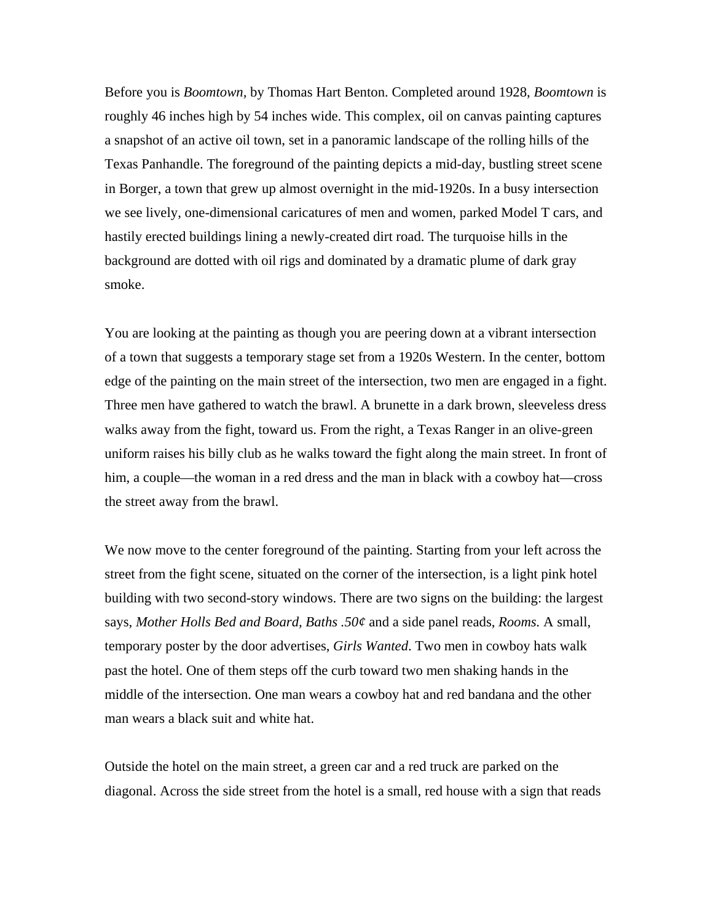Before you is *Boomtown*, by Thomas Hart Benton. Completed around 1928, *Boomtown* is roughly 46 inches high by 54 inches wide. This complex, oil on canvas painting captures a snapshot of an active oil town, set in a panoramic landscape of the rolling hills of the Texas Panhandle. The foreground of the painting depicts a mid-day, bustling street scene in Borger, a town that grew up almost overnight in the mid-1920s. In a busy intersection we see lively, one-dimensional caricatures of men and women, parked Model T cars, and hastily erected buildings lining a newly-created dirt road. The turquoise hills in the background are dotted with oil rigs and dominated by a dramatic plume of dark gray smoke.

You are looking at the painting as though you are peering down at a vibrant intersection of a town that suggests a temporary stage set from a 1920s Western. In the center, bottom edge of the painting on the main street of the intersection, two men are engaged in a fight. Three men have gathered to watch the brawl. A brunette in a dark brown, sleeveless dress walks away from the fight, toward us. From the right, a Texas Ranger in an olive-green uniform raises his billy club as he walks toward the fight along the main street. In front of him, a couple—the woman in a red dress and the man in black with a cowboy hat—cross the street away from the brawl.

We now move to the center foreground of the painting. Starting from your left across the street from the fight scene, situated on the corner of the intersection, is a light pink hotel building with two second-story windows. There are two signs on the building: the largest says, *Mother Holls Bed and Board, Baths .50¢* and a side panel reads, *Rooms.* A small, temporary poster by the door advertises, *Girls Wanted*. Two men in cowboy hats walk past the hotel. One of them steps off the curb toward two men shaking hands in the middle of the intersection. One man wears a cowboy hat and red bandana and the other man wears a black suit and white hat.

Outside the hotel on the main street, a green car and a red truck are parked on the diagonal. Across the side street from the hotel is a small, red house with a sign that reads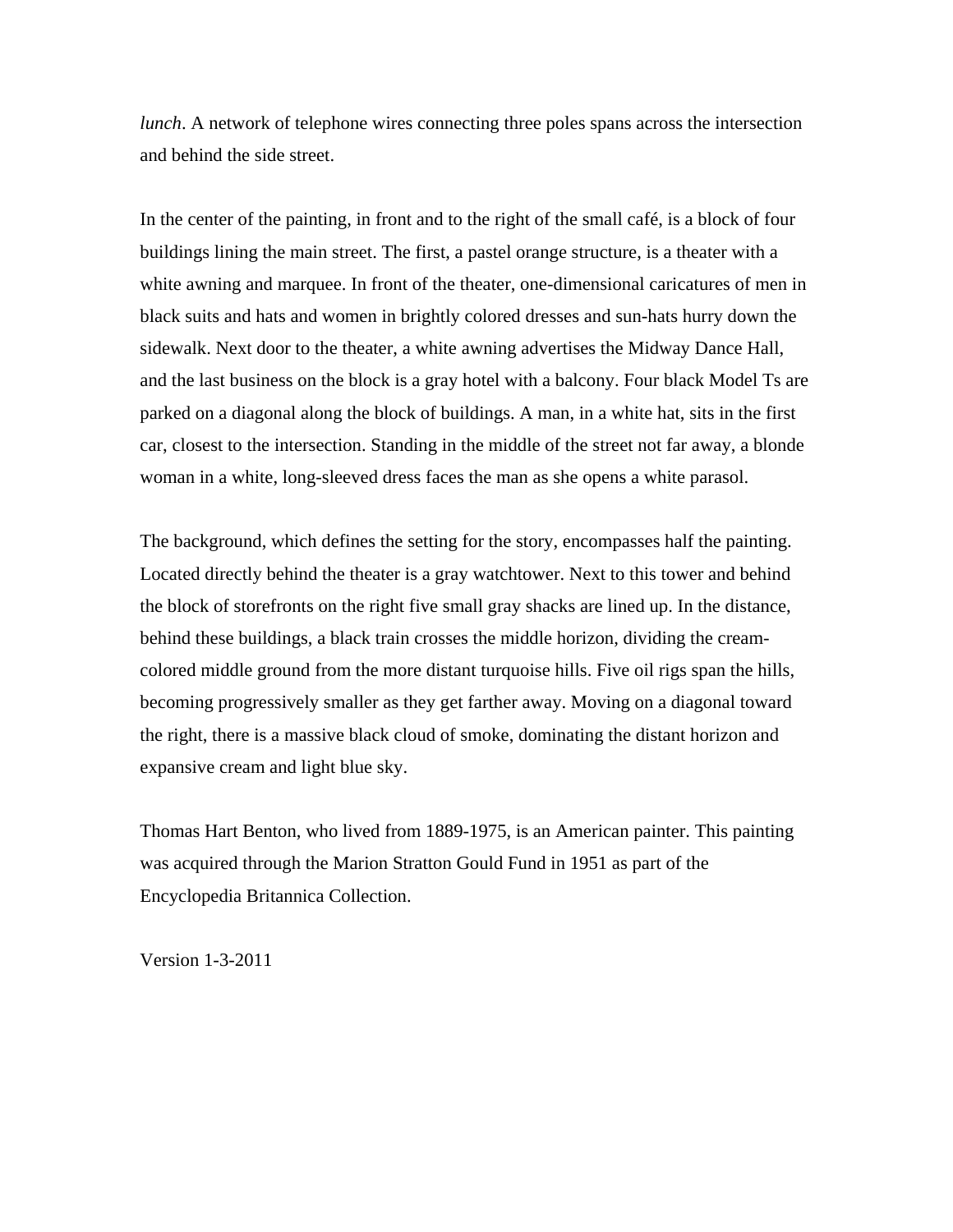*lunch*. A network of telephone wires connecting three poles spans across the intersection and behind the side street.

In the center of the painting, in front and to the right of the small café, is a block of four buildings lining the main street. The first, a pastel orange structure, is a theater with a white awning and marquee. In front of the theater, one-dimensional caricatures of men in black suits and hats and women in brightly colored dresses and sun-hats hurry down the sidewalk. Next door to the theater, a white awning advertises the Midway Dance Hall, and the last business on the block is a gray hotel with a balcony. Four black Model Ts are parked on a diagonal along the block of buildings. A man, in a white hat, sits in the first car, closest to the intersection. Standing in the middle of the street not far away, a blonde woman in a white, long-sleeved dress faces the man as she opens a white parasol.

The background, which defines the setting for the story, encompasses half the painting. Located directly behind the theater is a gray watchtower. Next to this tower and behind the block of storefronts on the right five small gray shacks are lined up. In the distance, behind these buildings, a black train crosses the middle horizon, dividing the cream-colored middle ground from the more distant turquoise hills. Five oil rigs span the hills, becoming progressively smaller as they get farther away. Moving on a diagonal toward the right, there is a massive black cloud of smoke, dominating the distant horizon and expansive cream and light blue sky.

Thomas Hart Benton, who lived from 1889-1975, is an American painter. This painting was acquired through the Marion Stratton Gould Fund in 1951 as part of the Encyclopedia Britannica Collection.

Version 1-3-2011